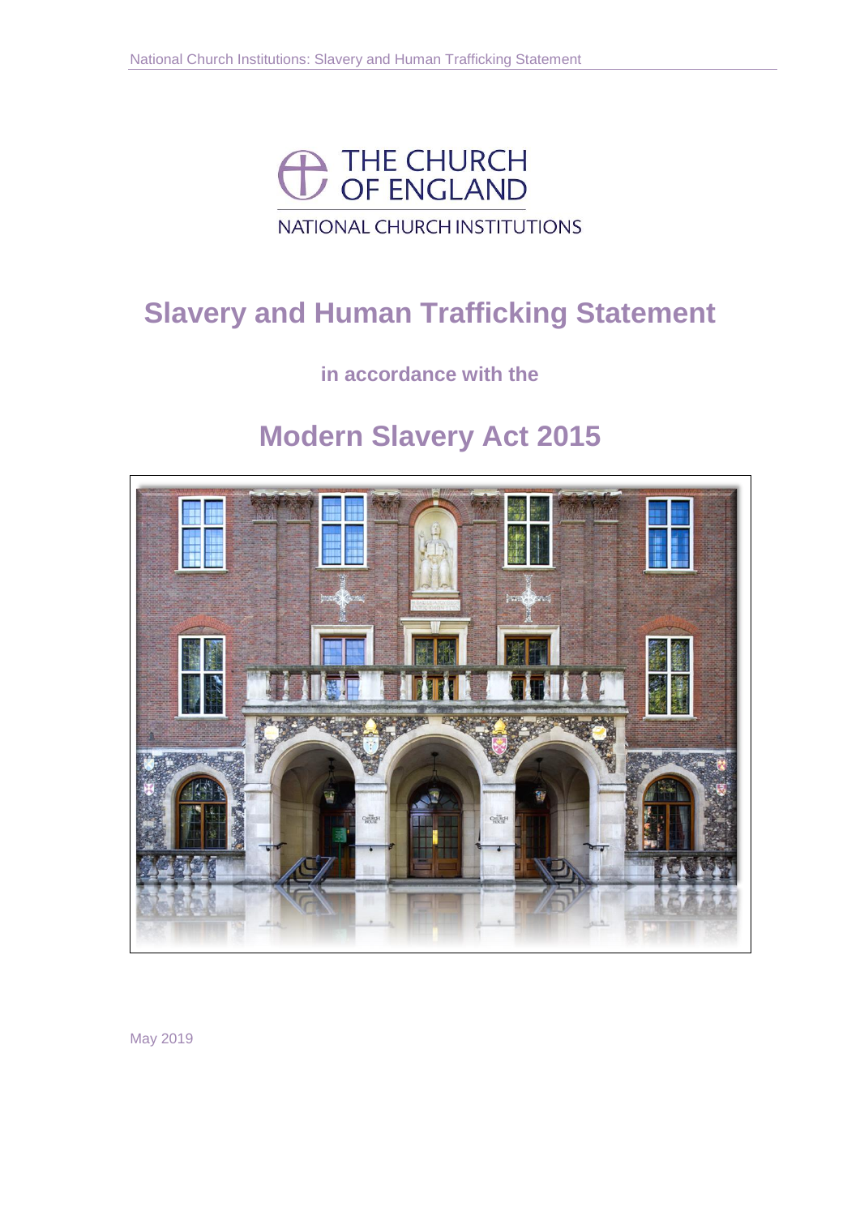THE CHURCH OF ENGLAND

NATIONAL CHURCH INSTITUTIONS

# Slavery and Human Trafficking Statement

**in accordance with the**

# Modern Slavery Act 2015

May 2019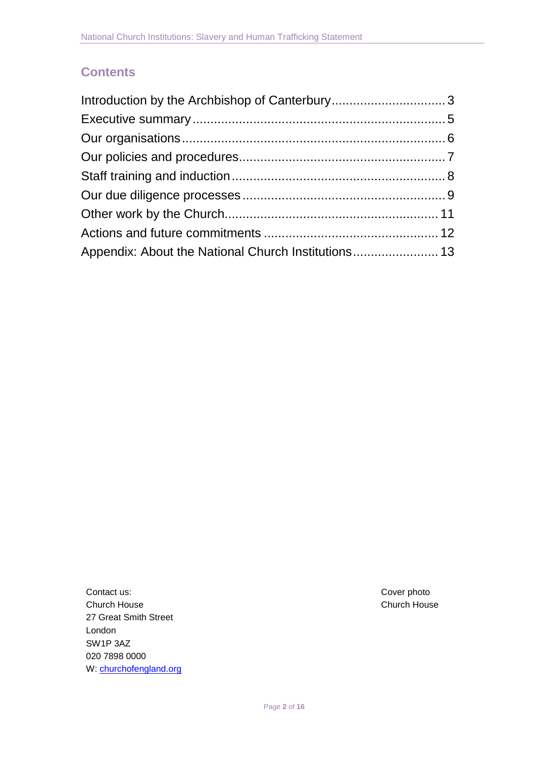## Contents

- Introduction by the Archbishop of Canterbury ... 3
- Executive summary ... 5
- Our organisations ... 6
- Our policies and procedures ... 7
- Staff training and induction ... 8
- Our due diligence processes ... 9
- Other work by the Church ... 11
- Actions and future commitments ... 12
- Appendix: About the National Church Institutions ... 13

Contact us:
Church House
27 Great Smith Street
London
SW1P 3AZ
020 7898 0000
W: [churchofengland.org](https://churchofengland.org)

Cover photo
Church House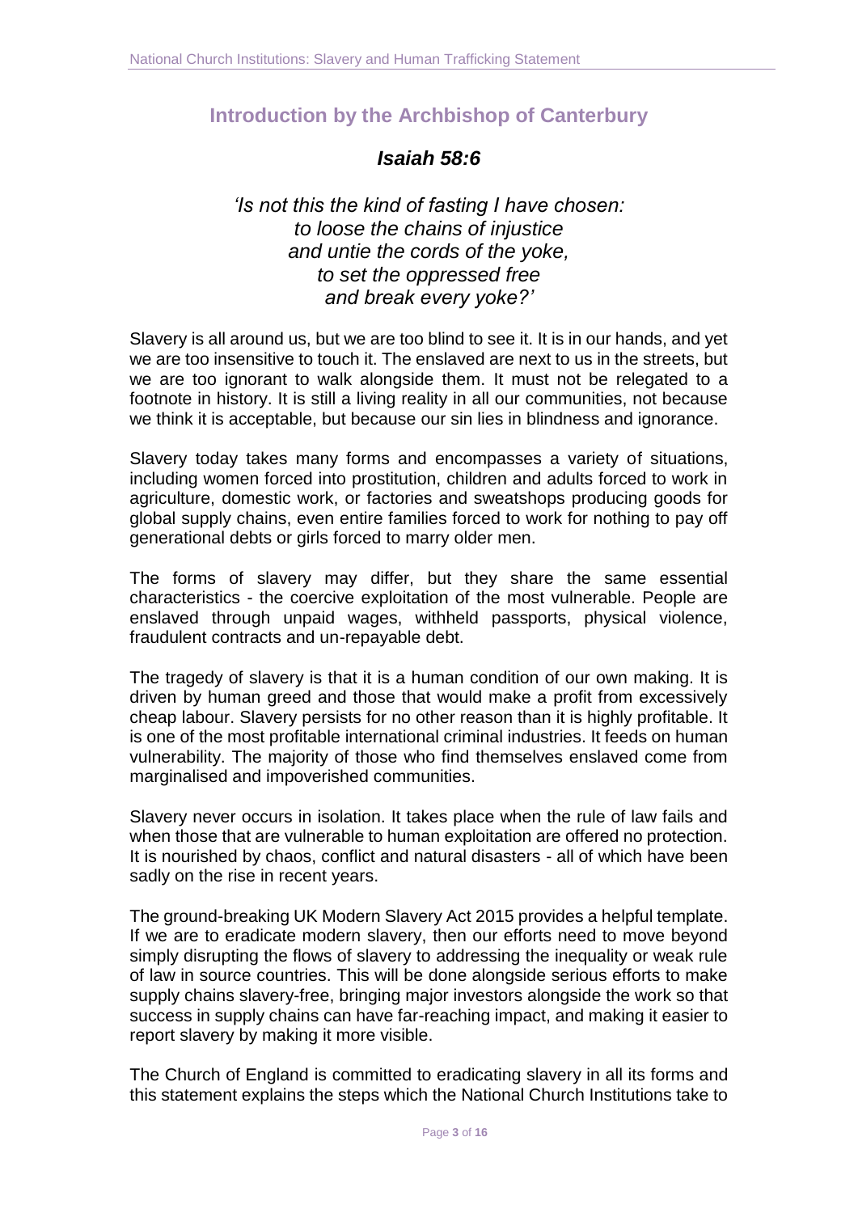## Introduction by the Archbishop of Canterbury

### *Isaiah 58:6*

*'Is not this the kind of fasting I have chosen:*
*to loose the chains of injustice*
*and untie the cords of the yoke,*
*to set the oppressed free*
*and break every yoke?'*

Slavery is all around us, but we are too blind to see it. It is in our hands, and yet we are too insensitive to touch it. The enslaved are next to us in the streets, but we are too ignorant to walk alongside them. It must not be relegated to a footnote in history. It is still a living reality in all our communities, not because we think it is acceptable, but because our sin lies in blindness and ignorance.

Slavery today takes many forms and encompasses a variety of situations, including women forced into prostitution, children and adults forced to work in agriculture, domestic work, or factories and sweatshops producing goods for global supply chains, even entire families forced to work for nothing to pay off generational debts or girls forced to marry older men.

The forms of slavery may differ, but they share the same essential characteristics - the coercive exploitation of the most vulnerable. People are enslaved through unpaid wages, withheld passports, physical violence, fraudulent contracts and un-repayable debt.

The tragedy of slavery is that it is a human condition of our own making. It is driven by human greed and those that would make a profit from excessively cheap labour. Slavery persists for no other reason than it is highly profitable. It is one of the most profitable international criminal industries. It feeds on human vulnerability. The majority of those who find themselves enslaved come from marginalised and impoverished communities.

Slavery never occurs in isolation. It takes place when the rule of law fails and when those that are vulnerable to human exploitation are offered no protection. It is nourished by chaos, conflict and natural disasters - all of which have been sadly on the rise in recent years.

The ground-breaking UK Modern Slavery Act 2015 provides a helpful template. If we are to eradicate modern slavery, then our efforts need to move beyond simply disrupting the flows of slavery to addressing the inequality or weak rule of law in source countries. This will be done alongside serious efforts to make supply chains slavery-free, bringing major investors alongside the work so that success in supply chains can have far-reaching impact, and making it easier to report slavery by making it more visible.

The Church of England is committed to eradicating slavery in all its forms and this statement explains the steps which the National Church Institutions take to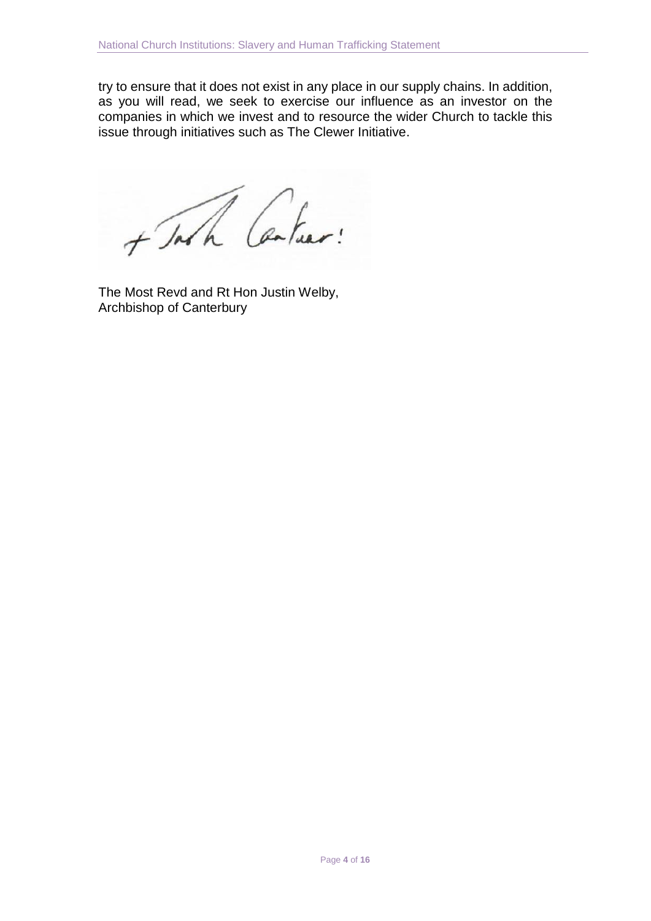try to ensure that it does not exist in any place in our supply chains. In addition, as you will read, we seek to exercise our influence as an investor on the companies in which we invest and to resource the wider Church to tackle this issue through initiatives such as The Clewer Initiative.

The Most Revd and Rt Hon Justin Welby,
Archbishop of Canterbury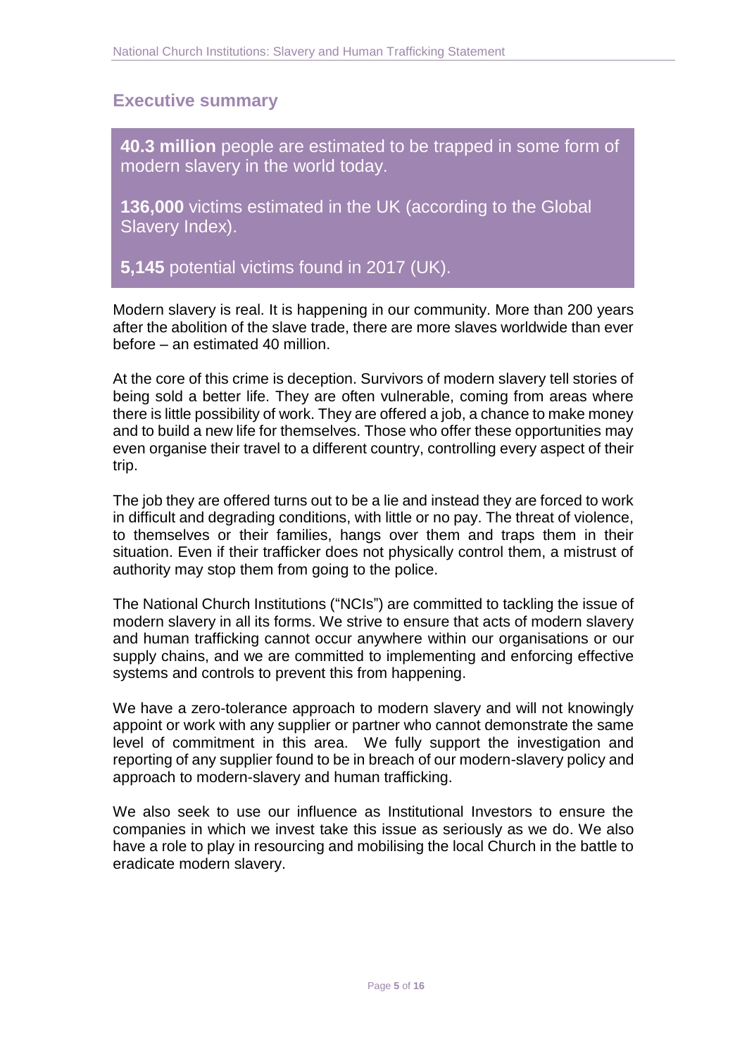## Executive summary

**40.3 million** people are estimated to be trapped in some form of modern slavery in the world today.

**136,000** victims estimated in the UK (according to the Global Slavery Index).

**5,145** potential victims found in 2017 (UK).

Modern slavery is real. It is happening in our community. More than 200 years after the abolition of the slave trade, there are more slaves worldwide than ever before – an estimated 40 million.

At the core of this crime is deception. Survivors of modern slavery tell stories of being sold a better life. They are often vulnerable, coming from areas where there is little possibility of work. They are offered a job, a chance to make money and to build a new life for themselves. Those who offer these opportunities may even organise their travel to a different country, controlling every aspect of their trip.

The job they are offered turns out to be a lie and instead they are forced to work in difficult and degrading conditions, with little or no pay. The threat of violence, to themselves or their families, hangs over them and traps them in their situation. Even if their trafficker does not physically control them, a mistrust of authority may stop them from going to the police.

The National Church Institutions ("NCIs") are committed to tackling the issue of modern slavery in all its forms. We strive to ensure that acts of modern slavery and human trafficking cannot occur anywhere within our organisations or our supply chains, and we are committed to implementing and enforcing effective systems and controls to prevent this from happening.

We have a zero-tolerance approach to modern slavery and will not knowingly appoint or work with any supplier or partner who cannot demonstrate the same level of commitment in this area. We fully support the investigation and reporting of any supplier found to be in breach of our modern-slavery policy and approach to modern-slavery and human trafficking.

We also seek to use our influence as Institutional Investors to ensure the companies in which we invest take this issue as seriously as we do. We also have a role to play in resourcing and mobilising the local Church in the battle to eradicate modern slavery.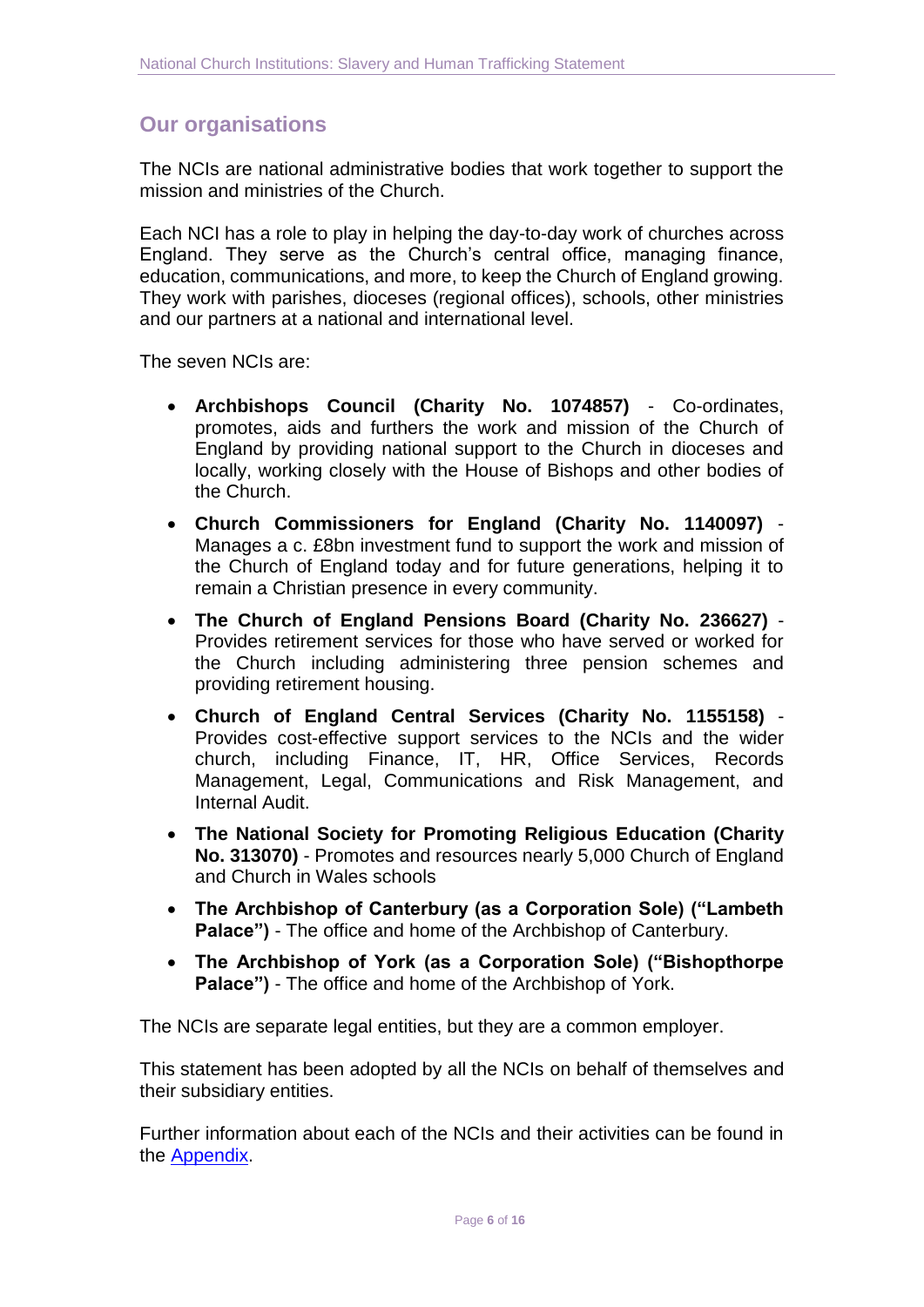## Our organisations

The NCIs are national administrative bodies that work together to support the mission and ministries of the Church.

Each NCI has a role to play in helping the day-to-day work of churches across England. They serve as the Church's central office, managing finance, education, communications, and more, to keep the Church of England growing. They work with parishes, dioceses (regional offices), schools, other ministries and our partners at a national and international level.

The seven NCIs are:

- **Archbishops Council (Charity No. 1074857)** - Co-ordinates, promotes, aids and furthers the work and mission of the Church of England by providing national support to the Church in dioceses and locally, working closely with the House of Bishops and other bodies of the Church.
- **Church Commissioners for England (Charity No. 1140097)** - Manages a c. £8bn investment fund to support the work and mission of the Church of England today and for future generations, helping it to remain a Christian presence in every community.
- **The Church of England Pensions Board (Charity No. 236627)** - Provides retirement services for those who have served or worked for the Church including administering three pension schemes and providing retirement housing.
- **Church of England Central Services (Charity No. 1155158)** - Provides cost-effective support services to the NCIs and the wider church, including Finance, IT, HR, Office Services, Records Management, Legal, Communications and Risk Management, and Internal Audit.
- **The National Society for Promoting Religious Education (Charity No. 313070)** - Promotes and resources nearly 5,000 Church of England and Church in Wales schools
- **The Archbishop of Canterbury (as a Corporation Sole) ("Lambeth Palace")** - The office and home of the Archbishop of Canterbury.
- **The Archbishop of York (as a Corporation Sole) ("Bishopthorpe Palace")** - The office and home of the Archbishop of York.

The NCIs are separate legal entities, but they are a common employer.

This statement has been adopted by all the NCIs on behalf of themselves and their subsidiary entities.

Further information about each of the NCIs and their activities can be found in the Appendix.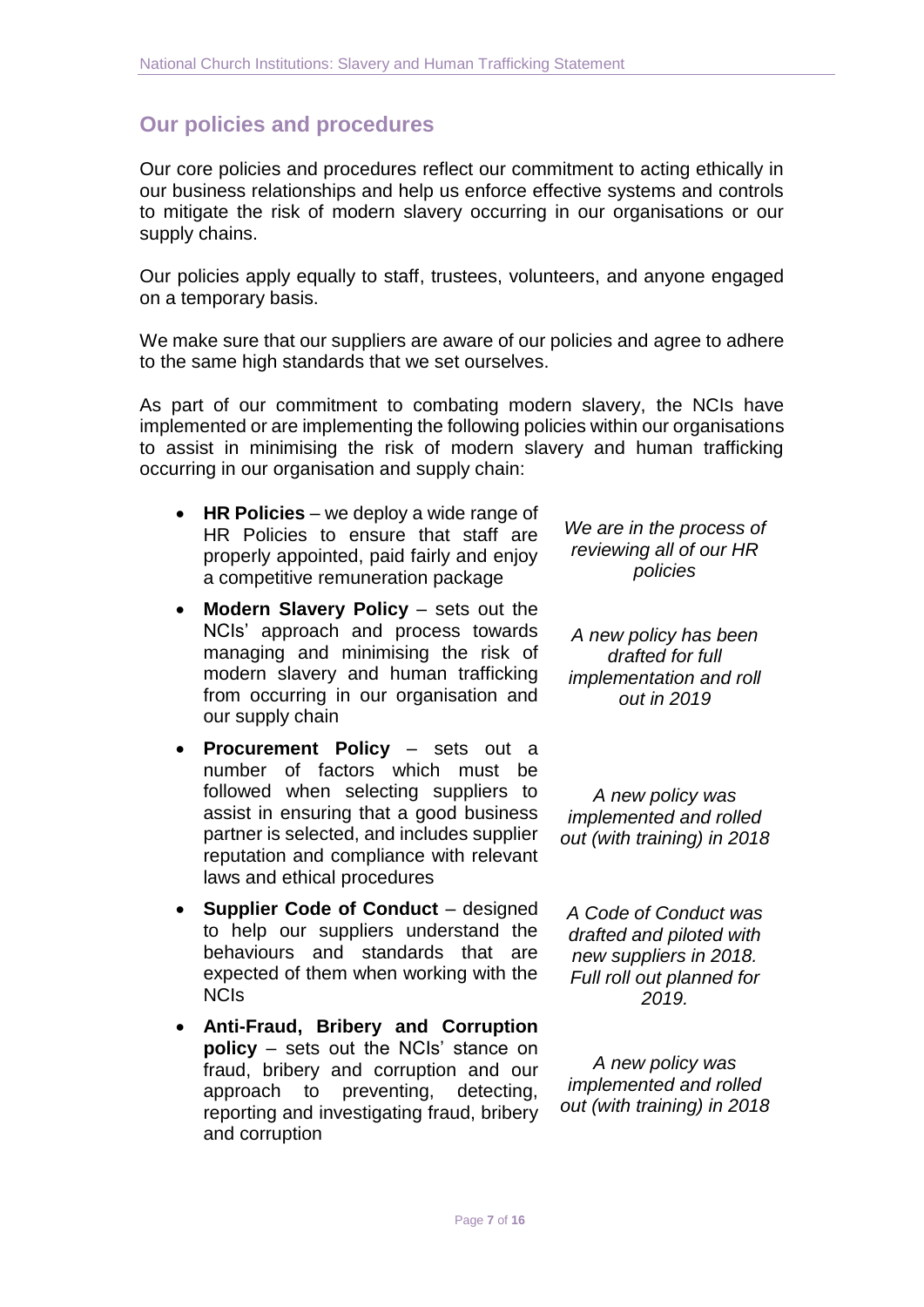## Our policies and procedures

Our core policies and procedures reflect our commitment to acting ethically in our business relationships and help us enforce effective systems and controls to mitigate the risk of modern slavery occurring in our organisations or our supply chains.

Our policies apply equally to staff, trustees, volunteers, and anyone engaged on a temporary basis.

We make sure that our suppliers are aware of our policies and agree to adhere to the same high standards that we set ourselves.

As part of our commitment to combating modern slavery, the NCIs have implemented or are implementing the following policies within our organisations to assist in minimising the risk of modern slavery and human trafficking occurring in our organisation and supply chain:

- **HR Policies** – we deploy a wide range of HR Policies to ensure that staff are properly appointed, paid fairly and enjoy a competitive remuneration package

  *We are in the process of reviewing all of our HR policies*

- **Modern Slavery Policy** – sets out the NCIs' approach and process towards managing and minimising the risk of modern slavery and human trafficking from occurring in our organisation and our supply chain

  *A new policy has been drafted for full implementation and roll out in 2019*

- **Procurement Policy** – sets out a number of factors which must be followed when selecting suppliers to assist in ensuring that a good business partner is selected, and includes supplier reputation and compliance with relevant laws and ethical procedures

  *A new policy was implemented and rolled out (with training) in 2018*

- **Supplier Code of Conduct** – designed to help our suppliers understand the behaviours and standards that are expected of them when working with the NCIs

  *A Code of Conduct was drafted and piloted with new suppliers in 2018. Full roll out planned for 2019.*

- **Anti-Fraud, Bribery and Corruption policy** – sets out the NCIs' stance on fraud, bribery and corruption and our approach to preventing, detecting, reporting and investigating fraud, bribery and corruption

  *A new policy was implemented and rolled out (with training) in 2018*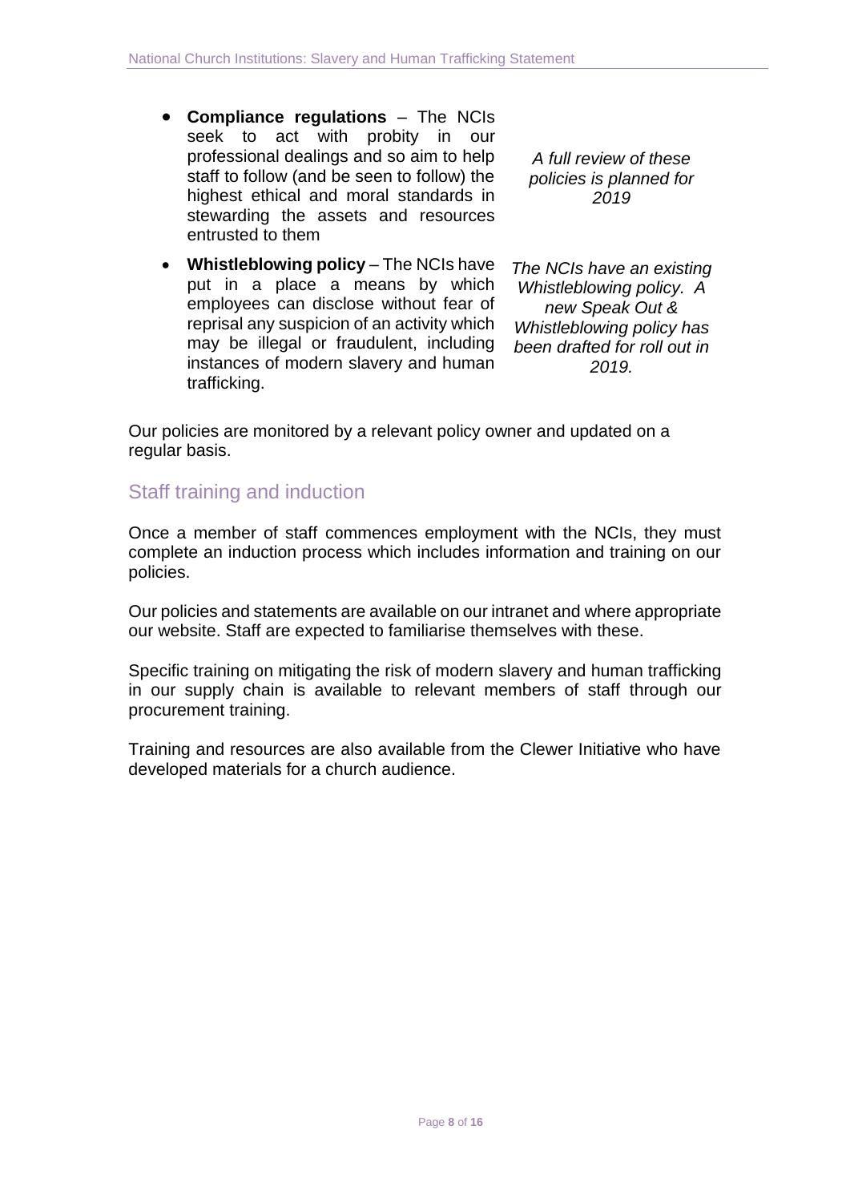- **Compliance regulations** – The NCIs seek to act with probity in our professional dealings and so aim to help staff to follow (and be seen to follow) the highest ethical and moral standards in stewarding the assets and resources entrusted to them

  *A full review of these policies is planned for 2019*

- **Whistleblowing policy** – The NCIs have put in a place a means by which employees can disclose without fear of reprisal any suspicion of an activity which may be illegal or fraudulent, including instances of modern slavery and human trafficking.

  *The NCIs have an existing Whistleblowing policy. A new Speak Out & Whistleblowing policy has been drafted for roll out in 2019.*

Our policies are monitored by a relevant policy owner and updated on a regular basis.

## Staff training and induction

Once a member of staff commences employment with the NCIs, they must complete an induction process which includes information and training on our policies.

Our policies and statements are available on our intranet and where appropriate our website. Staff are expected to familiarise themselves with these.

Specific training on mitigating the risk of modern slavery and human trafficking in our supply chain is available to relevant members of staff through our procurement training.

Training and resources are also available from the Clewer Initiative who have developed materials for a church audience.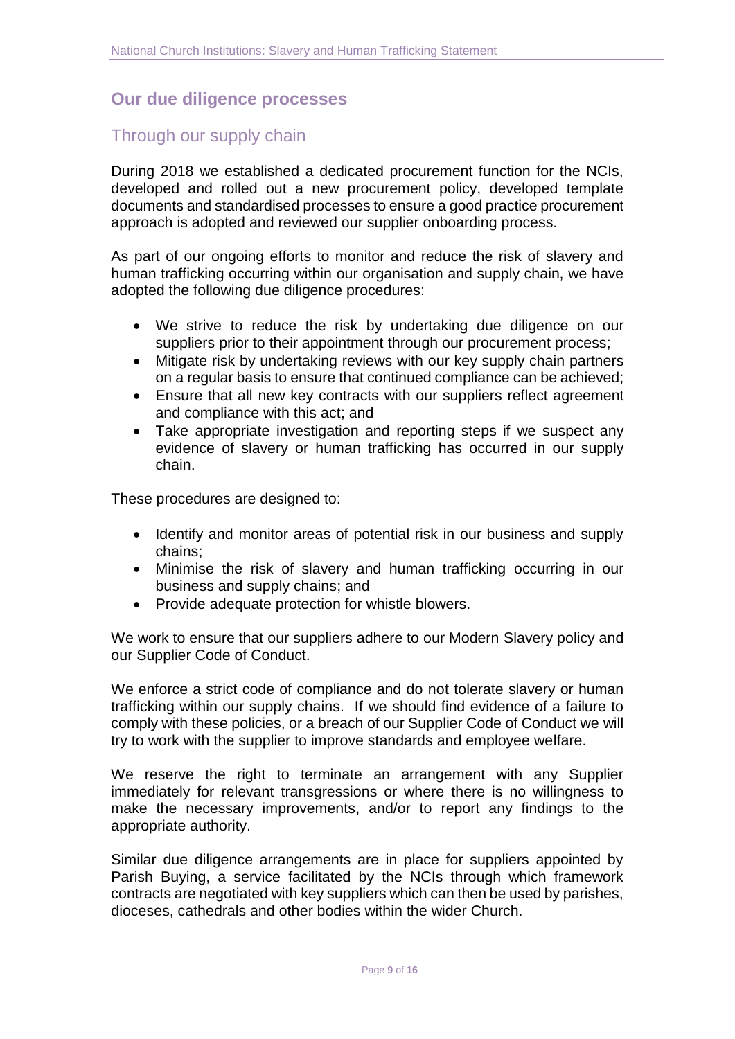## Our due diligence processes

### Through our supply chain

During 2018 we established a dedicated procurement function for the NCIs, developed and rolled out a new procurement policy, developed template documents and standardised processes to ensure a good practice procurement approach is adopted and reviewed our supplier onboarding process.

As part of our ongoing efforts to monitor and reduce the risk of slavery and human trafficking occurring within our organisation and supply chain, we have adopted the following due diligence procedures:

- We strive to reduce the risk by undertaking due diligence on our suppliers prior to their appointment through our procurement process;
- Mitigate risk by undertaking reviews with our key supply chain partners on a regular basis to ensure that continued compliance can be achieved;
- Ensure that all new key contracts with our suppliers reflect agreement and compliance with this act; and
- Take appropriate investigation and reporting steps if we suspect any evidence of slavery or human trafficking has occurred in our supply chain.

These procedures are designed to:

- Identify and monitor areas of potential risk in our business and supply chains;
- Minimise the risk of slavery and human trafficking occurring in our business and supply chains; and
- Provide adequate protection for whistle blowers.

We work to ensure that our suppliers adhere to our Modern Slavery policy and our Supplier Code of Conduct.

We enforce a strict code of compliance and do not tolerate slavery or human trafficking within our supply chains. If we should find evidence of a failure to comply with these policies, or a breach of our Supplier Code of Conduct we will try to work with the supplier to improve standards and employee welfare.

We reserve the right to terminate an arrangement with any Supplier immediately for relevant transgressions or where there is no willingness to make the necessary improvements, and/or to report any findings to the appropriate authority.

Similar due diligence arrangements are in place for suppliers appointed by Parish Buying, a service facilitated by the NCIs through which framework contracts are negotiated with key suppliers which can then be used by parishes, dioceses, cathedrals and other bodies within the wider Church.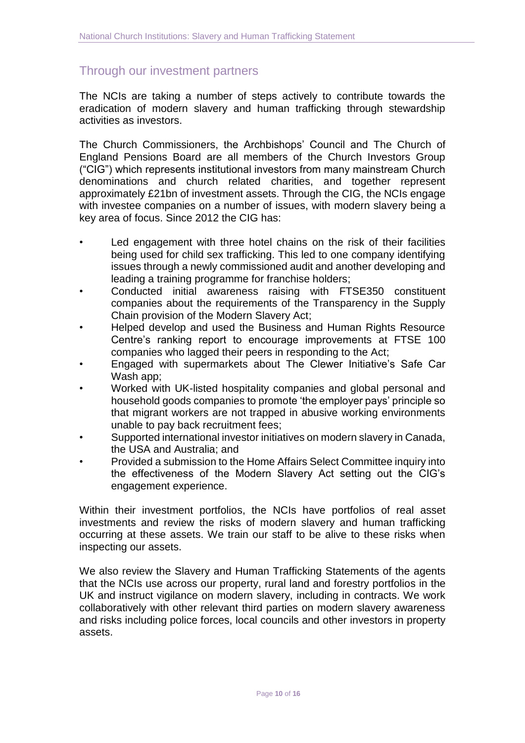## Through our investment partners

The NCIs are taking a number of steps actively to contribute towards the eradication of modern slavery and human trafficking through stewardship activities as investors.

The Church Commissioners, the Archbishops' Council and The Church of England Pensions Board are all members of the Church Investors Group ("CIG") which represents institutional investors from many mainstream Church denominations and church related charities, and together represent approximately £21bn of investment assets. Through the CIG, the NCIs engage with investee companies on a number of issues, with modern slavery being a key area of focus. Since 2012 the CIG has:

- Led engagement with three hotel chains on the risk of their facilities being used for child sex trafficking. This led to one company identifying issues through a newly commissioned audit and another developing and leading a training programme for franchise holders;
- Conducted initial awareness raising with FTSE350 constituent companies about the requirements of the Transparency in the Supply Chain provision of the Modern Slavery Act;
- Helped develop and used the Business and Human Rights Resource Centre's ranking report to encourage improvements at FTSE 100 companies who lagged their peers in responding to the Act;
- Engaged with supermarkets about The Clewer Initiative's Safe Car Wash app;
- Worked with UK-listed hospitality companies and global personal and household goods companies to promote 'the employer pays' principle so that migrant workers are not trapped in abusive working environments unable to pay back recruitment fees;
- Supported international investor initiatives on modern slavery in Canada, the USA and Australia; and
- Provided a submission to the Home Affairs Select Committee inquiry into the effectiveness of the Modern Slavery Act setting out the CIG's engagement experience.

Within their investment portfolios, the NCIs have portfolios of real asset investments and review the risks of modern slavery and human trafficking occurring at these assets. We train our staff to be alive to these risks when inspecting our assets.

We also review the Slavery and Human Trafficking Statements of the agents that the NCIs use across our property, rural land and forestry portfolios in the UK and instruct vigilance on modern slavery, including in contracts. We work collaboratively with other relevant third parties on modern slavery awareness and risks including police forces, local councils and other investors in property assets.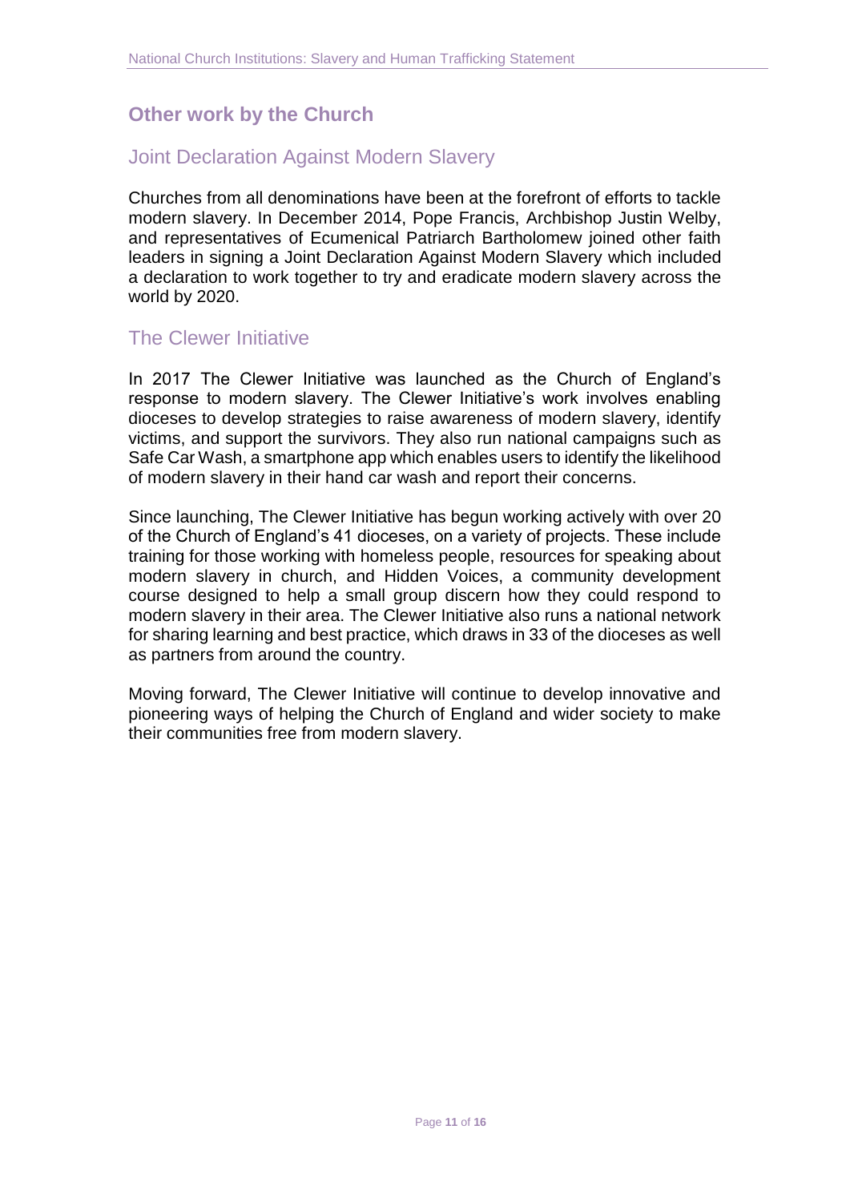## Other work by the Church

### Joint Declaration Against Modern Slavery

Churches from all denominations have been at the forefront of efforts to tackle modern slavery. In December 2014, Pope Francis, Archbishop Justin Welby, and representatives of Ecumenical Patriarch Bartholomew joined other faith leaders in signing a Joint Declaration Against Modern Slavery which included a declaration to work together to try and eradicate modern slavery across the world by 2020.

### The Clewer Initiative

In 2017 The Clewer Initiative was launched as the Church of England's response to modern slavery. The Clewer Initiative's work involves enabling dioceses to develop strategies to raise awareness of modern slavery, identify victims, and support the survivors. They also run national campaigns such as Safe Car Wash, a smartphone app which enables users to identify the likelihood of modern slavery in their hand car wash and report their concerns.

Since launching, The Clewer Initiative has begun working actively with over 20 of the Church of England's 41 dioceses, on a variety of projects. These include training for those working with homeless people, resources for speaking about modern slavery in church, and Hidden Voices, a community development course designed to help a small group discern how they could respond to modern slavery in their area. The Clewer Initiative also runs a national network for sharing learning and best practice, which draws in 33 of the dioceses as well as partners from around the country.

Moving forward, The Clewer Initiative will continue to develop innovative and pioneering ways of helping the Church of England and wider society to make their communities free from modern slavery.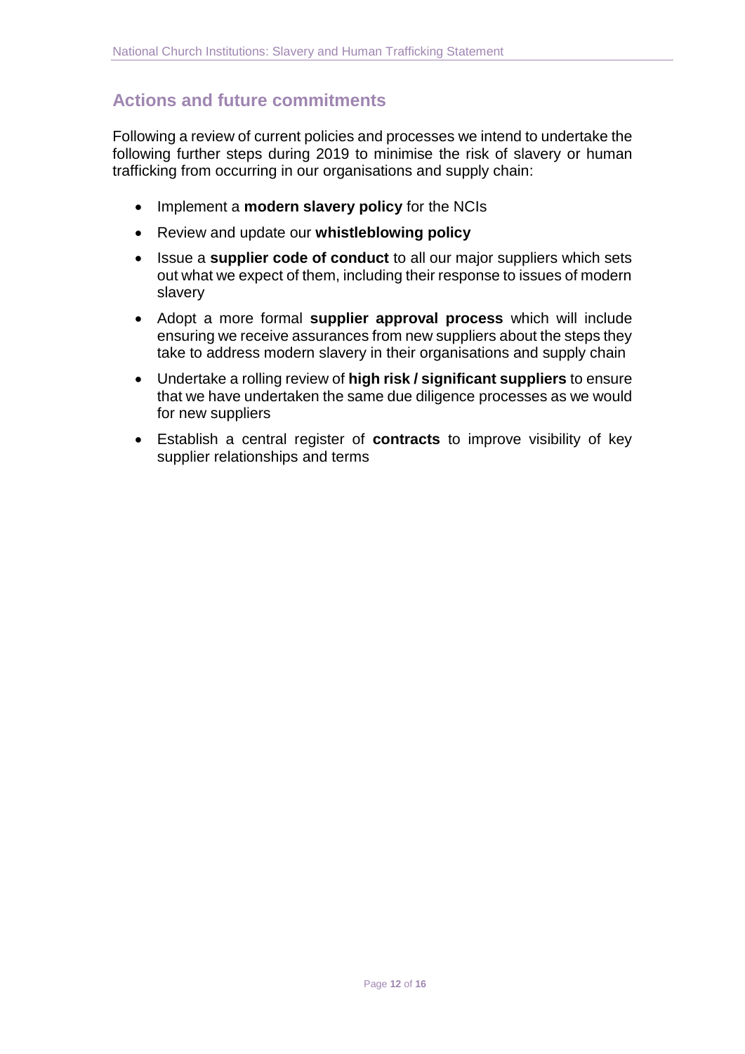## Actions and future commitments

Following a review of current policies and processes we intend to undertake the following further steps during 2019 to minimise the risk of slavery or human trafficking from occurring in our organisations and supply chain:

- Implement a **modern slavery policy** for the NCIs
- Review and update our **whistleblowing policy**
- Issue a **supplier code of conduct** to all our major suppliers which sets out what we expect of them, including their response to issues of modern slavery
- Adopt a more formal **supplier approval process** which will include ensuring we receive assurances from new suppliers about the steps they take to address modern slavery in their organisations and supply chain
- Undertake a rolling review of **high risk / significant suppliers** to ensure that we have undertaken the same due diligence processes as we would for new suppliers
- Establish a central register of **contracts** to improve visibility of key supplier relationships and terms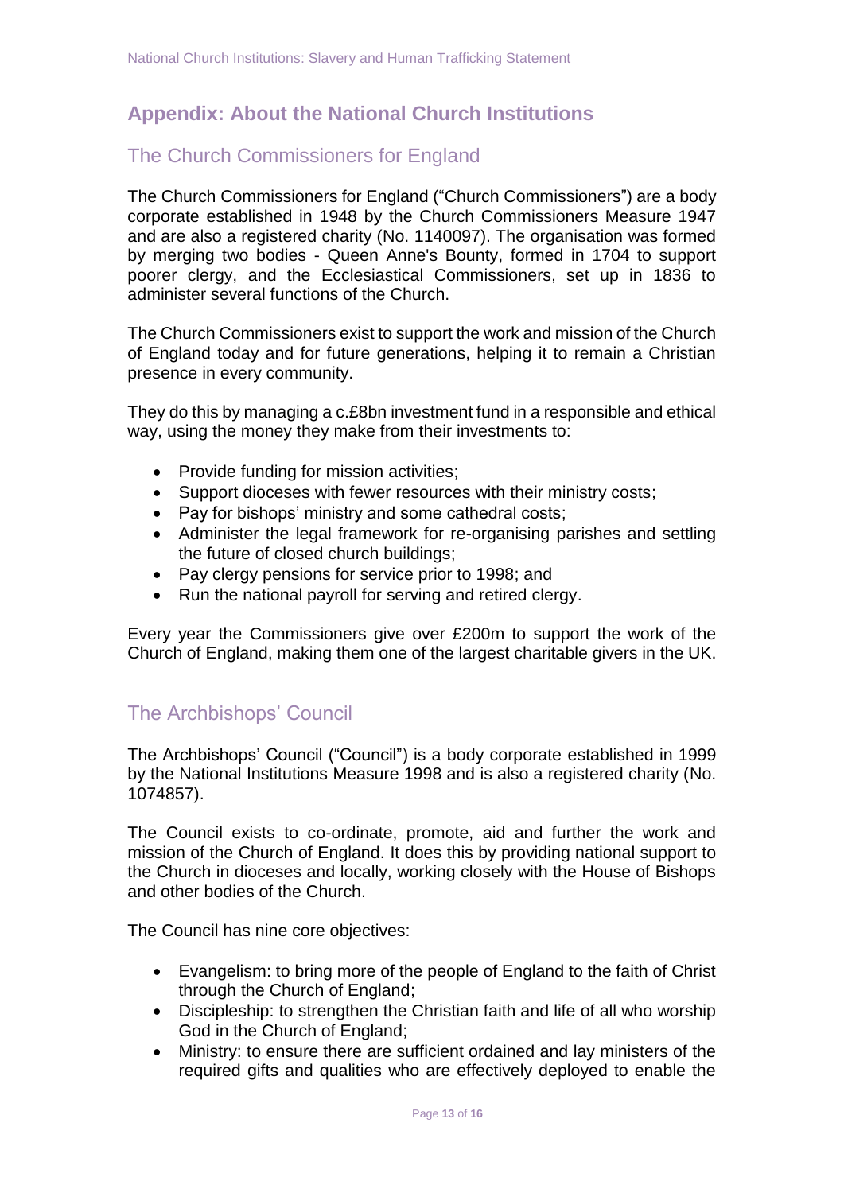## Appendix: About the National Church Institutions

### The Church Commissioners for England

The Church Commissioners for England ("Church Commissioners") are a body corporate established in 1948 by the Church Commissioners Measure 1947 and are also a registered charity (No. 1140097). The organisation was formed by merging two bodies - Queen Anne's Bounty, formed in 1704 to support poorer clergy, and the Ecclesiastical Commissioners, set up in 1836 to administer several functions of the Church.

The Church Commissioners exist to support the work and mission of the Church of England today and for future generations, helping it to remain a Christian presence in every community.

They do this by managing a c.£8bn investment fund in a responsible and ethical way, using the money they make from their investments to:

- Provide funding for mission activities;
- Support dioceses with fewer resources with their ministry costs;
- Pay for bishops' ministry and some cathedral costs;
- Administer the legal framework for re-organising parishes and settling the future of closed church buildings;
- Pay clergy pensions for service prior to 1998; and
- Run the national payroll for serving and retired clergy.

Every year the Commissioners give over £200m to support the work of the Church of England, making them one of the largest charitable givers in the UK.

### The Archbishops' Council

The Archbishops' Council ("Council") is a body corporate established in 1999 by the National Institutions Measure 1998 and is also a registered charity (No. 1074857).

The Council exists to co-ordinate, promote, aid and further the work and mission of the Church of England. It does this by providing national support to the Church in dioceses and locally, working closely with the House of Bishops and other bodies of the Church.

The Council has nine core objectives:

- Evangelism: to bring more of the people of England to the faith of Christ through the Church of England;
- Discipleship: to strengthen the Christian faith and life of all who worship God in the Church of England;
- Ministry: to ensure there are sufficient ordained and lay ministers of the required gifts and qualities who are effectively deployed to enable the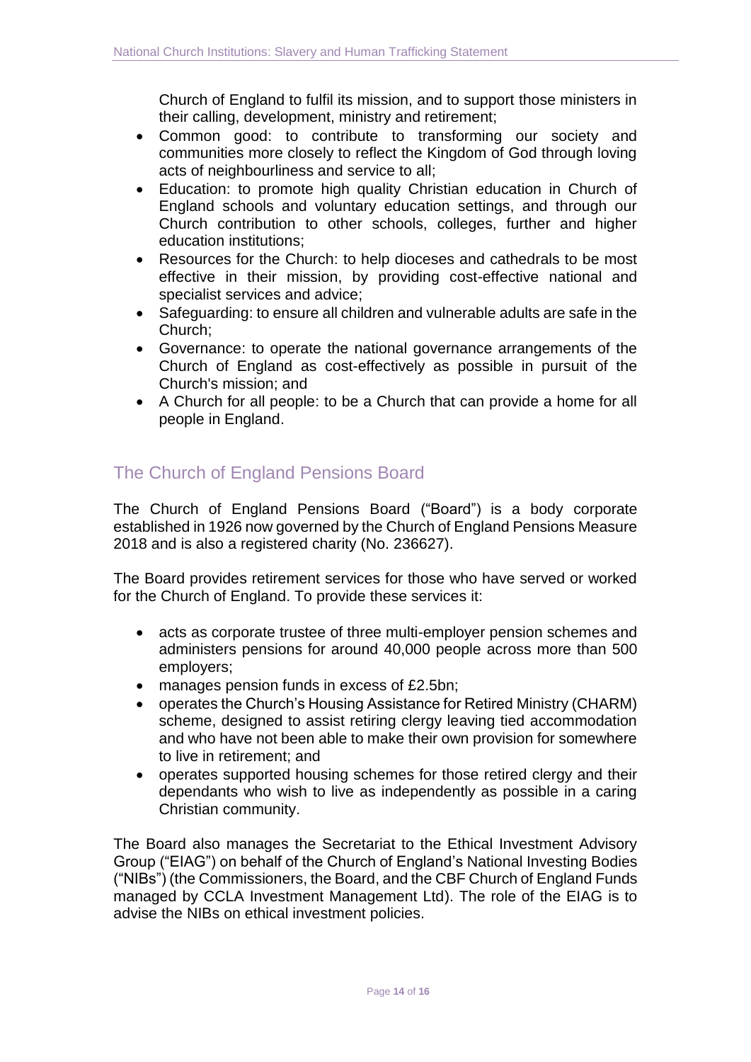Church of England to fulfil its mission, and to support those ministers in their calling, development, ministry and retirement;

- Common good: to contribute to transforming our society and communities more closely to reflect the Kingdom of God through loving acts of neighbourliness and service to all;
- Education: to promote high quality Christian education in Church of England schools and voluntary education settings, and through our Church contribution to other schools, colleges, further and higher education institutions;
- Resources for the Church: to help dioceses and cathedrals to be most effective in their mission, by providing cost-effective national and specialist services and advice;
- Safeguarding: to ensure all children and vulnerable adults are safe in the Church;
- Governance: to operate the national governance arrangements of the Church of England as cost-effectively as possible in pursuit of the Church's mission; and
- A Church for all people: to be a Church that can provide a home for all people in England.

## The Church of England Pensions Board

The Church of England Pensions Board ("Board") is a body corporate established in 1926 now governed by the Church of England Pensions Measure 2018 and is also a registered charity (No. 236627).

The Board provides retirement services for those who have served or worked for the Church of England. To provide these services it:

- acts as corporate trustee of three multi-employer pension schemes and administers pensions for around 40,000 people across more than 500 employers;
- manages pension funds in excess of £2.5bn;
- operates the Church's Housing Assistance for Retired Ministry (CHARM) scheme, designed to assist retiring clergy leaving tied accommodation and who have not been able to make their own provision for somewhere to live in retirement; and
- operates supported housing schemes for those retired clergy and their dependants who wish to live as independently as possible in a caring Christian community.

The Board also manages the Secretariat to the Ethical Investment Advisory Group ("EIAG") on behalf of the Church of England's National Investing Bodies ("NIBs") (the Commissioners, the Board, and the CBF Church of England Funds managed by CCLA Investment Management Ltd). The role of the EIAG is to advise the NIBs on ethical investment policies.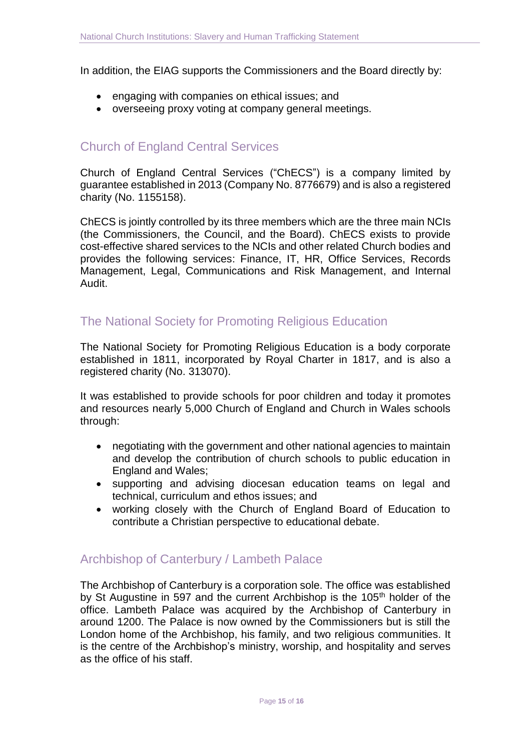In addition, the EIAG supports the Commissioners and the Board directly by:

- engaging with companies on ethical issues; and
- overseeing proxy voting at company general meetings.

## Church of England Central Services

Church of England Central Services ("ChECS") is a company limited by guarantee established in 2013 (Company No. 8776679) and is also a registered charity (No. 1155158).

ChECS is jointly controlled by its three members which are the three main NCIs (the Commissioners, the Council, and the Board). ChECS exists to provide cost-effective shared services to the NCIs and other related Church bodies and provides the following services: Finance, IT, HR, Office Services, Records Management, Legal, Communications and Risk Management, and Internal Audit.

## The National Society for Promoting Religious Education

The National Society for Promoting Religious Education is a body corporate established in 1811, incorporated by Royal Charter in 1817, and is also a registered charity (No. 313070).

It was established to provide schools for poor children and today it promotes and resources nearly 5,000 Church of England and Church in Wales schools through:

- negotiating with the government and other national agencies to maintain and develop the contribution of church schools to public education in England and Wales;
- supporting and advising diocesan education teams on legal and technical, curriculum and ethos issues; and
- working closely with the Church of England Board of Education to contribute a Christian perspective to educational debate.

## Archbishop of Canterbury / Lambeth Palace

The Archbishop of Canterbury is a corporation sole. The office was established by St Augustine in 597 and the current Archbishop is the 105th holder of the office. Lambeth Palace was acquired by the Archbishop of Canterbury in around 1200. The Palace is now owned by the Commissioners but is still the London home of the Archbishop, his family, and two religious communities. It is the centre of the Archbishop's ministry, worship, and hospitality and serves as the office of his staff.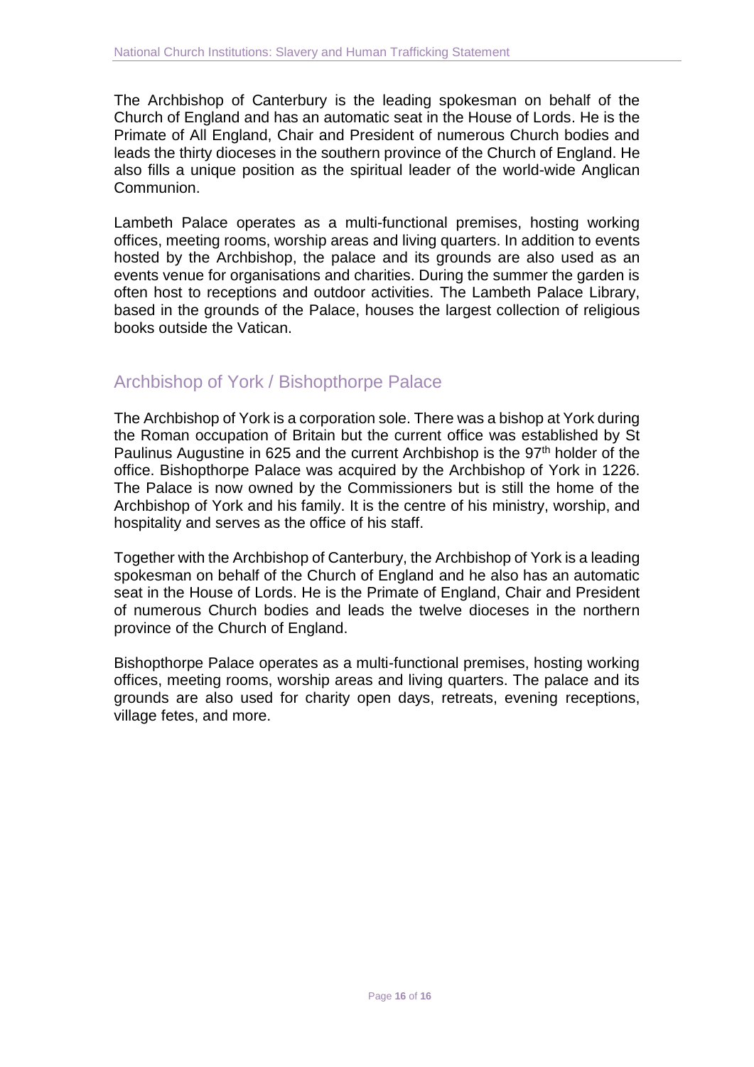The Archbishop of Canterbury is the leading spokesman on behalf of the Church of England and has an automatic seat in the House of Lords. He is the Primate of All England, Chair and President of numerous Church bodies and leads the thirty dioceses in the southern province of the Church of England. He also fills a unique position as the spiritual leader of the world-wide Anglican Communion.

Lambeth Palace operates as a multi-functional premises, hosting working offices, meeting rooms, worship areas and living quarters. In addition to events hosted by the Archbishop, the palace and its grounds are also used as an events venue for organisations and charities. During the summer the garden is often host to receptions and outdoor activities. The Lambeth Palace Library, based in the grounds of the Palace, houses the largest collection of religious books outside the Vatican.

## Archbishop of York / Bishopthorpe Palace

The Archbishop of York is a corporation sole. There was a bishop at York during the Roman occupation of Britain but the current office was established by St Paulinus Augustine in 625 and the current Archbishop is the 97th holder of the office. Bishopthorpe Palace was acquired by the Archbishop of York in 1226. The Palace is now owned by the Commissioners but is still the home of the Archbishop of York and his family. It is the centre of his ministry, worship, and hospitality and serves as the office of his staff.

Together with the Archbishop of Canterbury, the Archbishop of York is a leading spokesman on behalf of the Church of England and he also has an automatic seat in the House of Lords. He is the Primate of England, Chair and President of numerous Church bodies and leads the twelve dioceses in the northern province of the Church of England.

Bishopthorpe Palace operates as a multi-functional premises, hosting working offices, meeting rooms, worship areas and living quarters. The palace and its grounds are also used for charity open days, retreats, evening receptions, village fetes, and more.